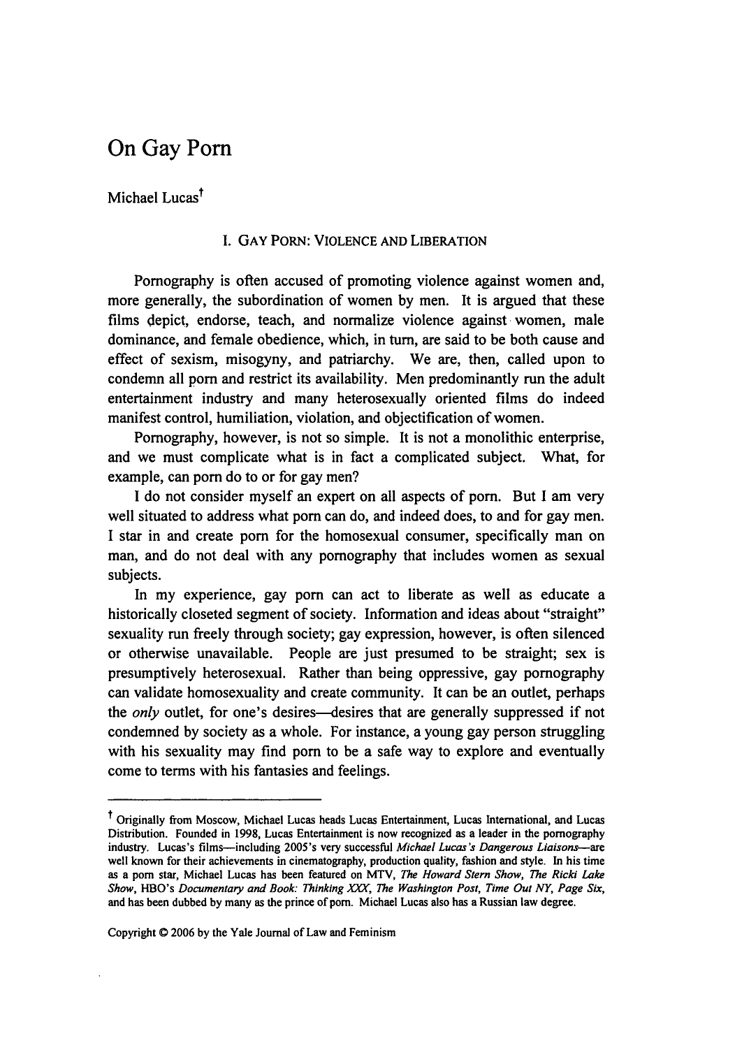# On Gay Porn

Michael Lucas[†]

## I. Gay Porn: Violence and Liberation

Pornography is often accused of promoting violence against women and, more generally, the subordination of women by men. It is argued that these films depict, endorse, teach, and normalize violence against women, male dominance, and female obedience, which, in turn, are said to be both cause and effect of sexism, misogyny, and patriarchy. We are, then, called upon to condemn all porn and restrict its availability. Men predominantly run the adult entertainment industry and many heterosexually oriented films do indeed manifest control, humiliation, violation, and objectification of women.

Pornography, however, is not so simple. It is not a monolithic enterprise, and we must complicate what is in fact a complicated subject. What, for example, can porn do to or for gay men?

I do not consider myself an expert on all aspects of porn. But I am very well situated to address what porn can do, and indeed does, to and for gay men. I star in and create porn for the homosexual consumer, specifically man on man, and do not deal with any pornography that includes women as sexual subjects.

In my experience, gay porn can act to liberate as well as educate a historically closeted segment of society. Information and ideas about "straight" sexuality run freely through society; gay expression, however, is often silenced or otherwise unavailable. People are just presumed to be straight; sex is presumptively heterosexual. Rather than being oppressive, gay pornography can validate homosexuality and create community. It can be an outlet, perhaps the *only* outlet, for one's desires—desires that are generally suppressed if not condemned by society as a whole. For instance, a young gay person struggling with his sexuality may find porn to be a safe way to explore and eventually come to terms with his fantasies and feelings.

---

[†] Originally from Moscow, Michael Lucas heads Lucas Entertainment, Lucas International, and Lucas Distribution. Founded in 1998, Lucas Entertainment is now recognized as a leader in the pornography industry. Lucas's films—including 2005's very successful *Michael Lucas's Dangerous Liaisons*—are well known for their achievements in cinematography, production quality, fashion and style. In his time as a porn star, Michael Lucas has been featured on MTV, *The Howard Stern Show*, *The Ricki Lake Show*, HBO's *Documentary and Book: Thinking XXX*, *The Washington Post*, *Time Out NY*, *Page Six*, and has been dubbed by many as the prince of porn. Michael Lucas also has a Russian law degree.

Copyright © 2006 by the Yale Journal of Law and Feminism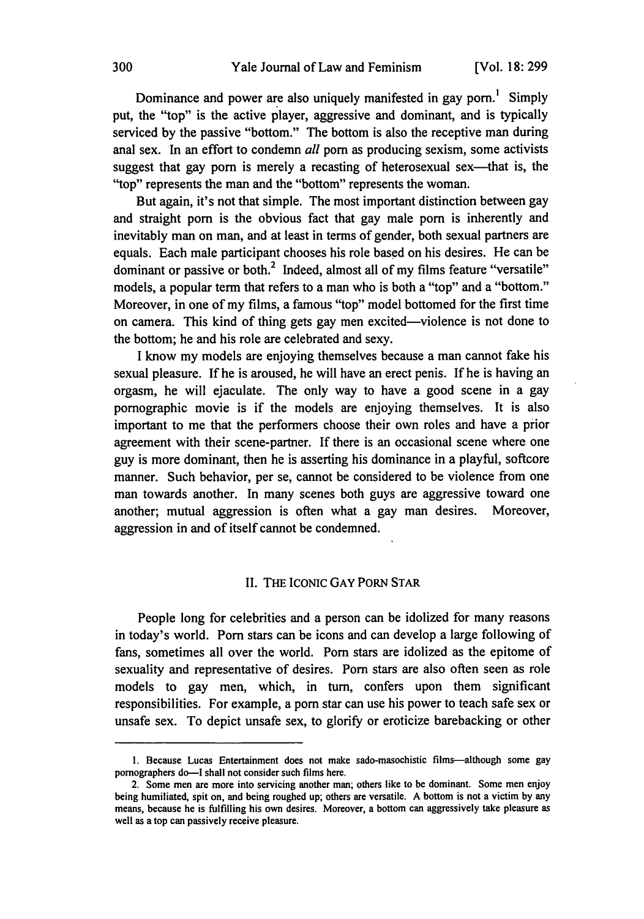Dominance and power are also uniquely manifested in gay porn.[1] Simply put, the "top" is the active player, aggressive and dominant, and is typically serviced by the passive "bottom." The bottom is also the receptive man during anal sex. In an effort to condemn *all* porn as producing sexism, some activists suggest that gay porn is merely a recasting of heterosexual sex—that is, the "top" represents the man and the "bottom" represents the woman.

But again, it's not that simple. The most important distinction between gay and straight porn is the obvious fact that gay male porn is inherently and inevitably man on man, and at least in terms of gender, both sexual partners are equals. Each male participant chooses his role based on his desires. He can be dominant or passive or both.[2] Indeed, almost all of my films feature "versatile" models, a popular term that refers to a man who is both a "top" and a "bottom." Moreover, in one of my films, a famous "top" model bottomed for the first time on camera. This kind of thing gets gay men excited—violence is not done to the bottom; he and his role are celebrated and sexy.

I know my models are enjoying themselves because a man cannot fake his sexual pleasure. If he is aroused, he will have an erect penis. If he is having an orgasm, he will ejaculate. The only way to have a good scene in a gay pornographic movie is if the models are enjoying themselves. It is also important to me that the performers choose their own roles and have a prior agreement with their scene-partner. If there is an occasional scene where one guy is more dominant, then he is asserting his dominance in a playful, softcore manner. Such behavior, per se, cannot be considered to be violence from one man towards another. In many scenes both guys are aggressive toward one another; mutual aggression is often what a gay man desires. Moreover, aggression in and of itself cannot be condemned.

## II. THE ICONIC GAY PORN STAR

People long for celebrities and a person can be idolized for many reasons in today's world. Porn stars can be icons and can develop a large following of fans, sometimes all over the world. Porn stars are idolized as the epitome of sexuality and representative of desires. Porn stars are also often seen as role models to gay men, which, in turn, confers upon them significant responsibilities. For example, a porn star can use his power to teach safe sex or unsafe sex. To depict unsafe sex, to glorify or eroticize barebacking or other

---

1. Because Lucas Entertainment does not make sado-masochistic films—although some gay pornographers do—I shall not consider such films here.

2. Some men are more into servicing another man; others like to be dominant. Some men enjoy being humiliated, spit on, and being roughed up; others are versatile. A bottom is not a victim by any means, because he is fulfilling his own desires. Moreover, a bottom can aggressively take pleasure as well as a top can passively receive pleasure.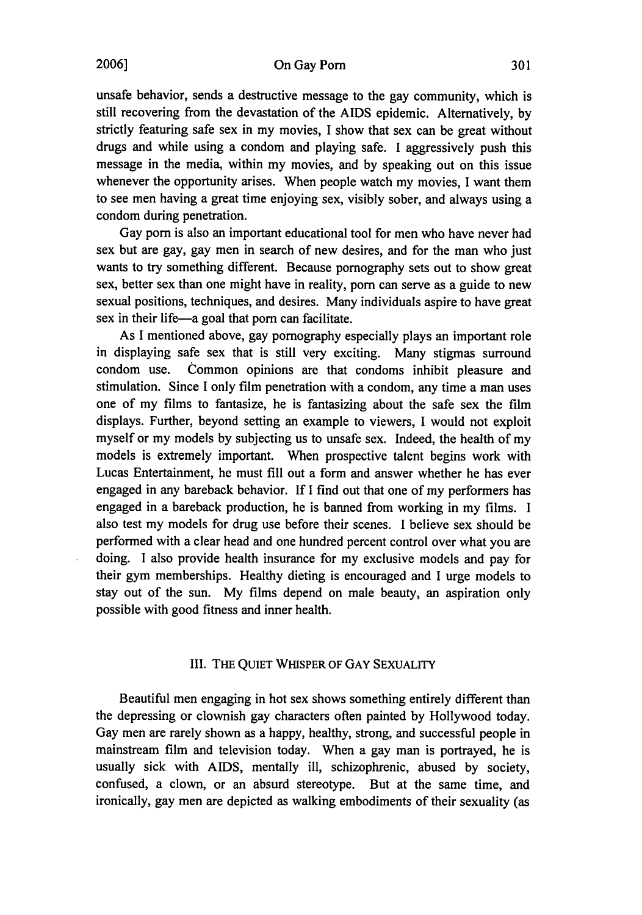unsafe behavior, sends a destructive message to the gay community, which is still recovering from the devastation of the AIDS epidemic. Alternatively, by strictly featuring safe sex in my movies, I show that sex can be great without drugs and while using a condom and playing safe. I aggressively push this message in the media, within my movies, and by speaking out on this issue whenever the opportunity arises. When people watch my movies, I want them to see men having a great time enjoying sex, visibly sober, and always using a condom during penetration.

Gay porn is also an important educational tool for men who have never had sex but are gay, gay men in search of new desires, and for the man who just wants to try something different. Because pornography sets out to show great sex, better sex than one might have in reality, porn can serve as a guide to new sexual positions, techniques, and desires. Many individuals aspire to have great sex in their life—a goal that porn can facilitate.

As I mentioned above, gay pornography especially plays an important role in displaying safe sex that is still very exciting. Many stigmas surround condom use. Common opinions are that condoms inhibit pleasure and stimulation. Since I only film penetration with a condom, any time a man uses one of my films to fantasize, he is fantasizing about the safe sex the film displays. Further, beyond setting an example to viewers, I would not exploit myself or my models by subjecting us to unsafe sex. Indeed, the health of my models is extremely important. When prospective talent begins work with Lucas Entertainment, he must fill out a form and answer whether he has ever engaged in any bareback behavior. If I find out that one of my performers has engaged in a bareback production, he is banned from working in my films. I also test my models for drug use before their scenes. I believe sex should be performed with a clear head and one hundred percent control over what you are doing. I also provide health insurance for my exclusive models and pay for their gym memberships. Healthy dieting is encouraged and I urge models to stay out of the sun. My films depend on male beauty, an aspiration only possible with good fitness and inner health.

## III. The Quiet Whisper of Gay Sexuality

Beautiful men engaging in hot sex shows something entirely different than the depressing or clownish gay characters often painted by Hollywood today. Gay men are rarely shown as a happy, healthy, strong, and successful people in mainstream film and television today. When a gay man is portrayed, he is usually sick with AIDS, mentally ill, schizophrenic, abused by society, confused, a clown, or an absurd stereotype. But at the same time, and ironically, gay men are depicted as walking embodiments of their sexuality (as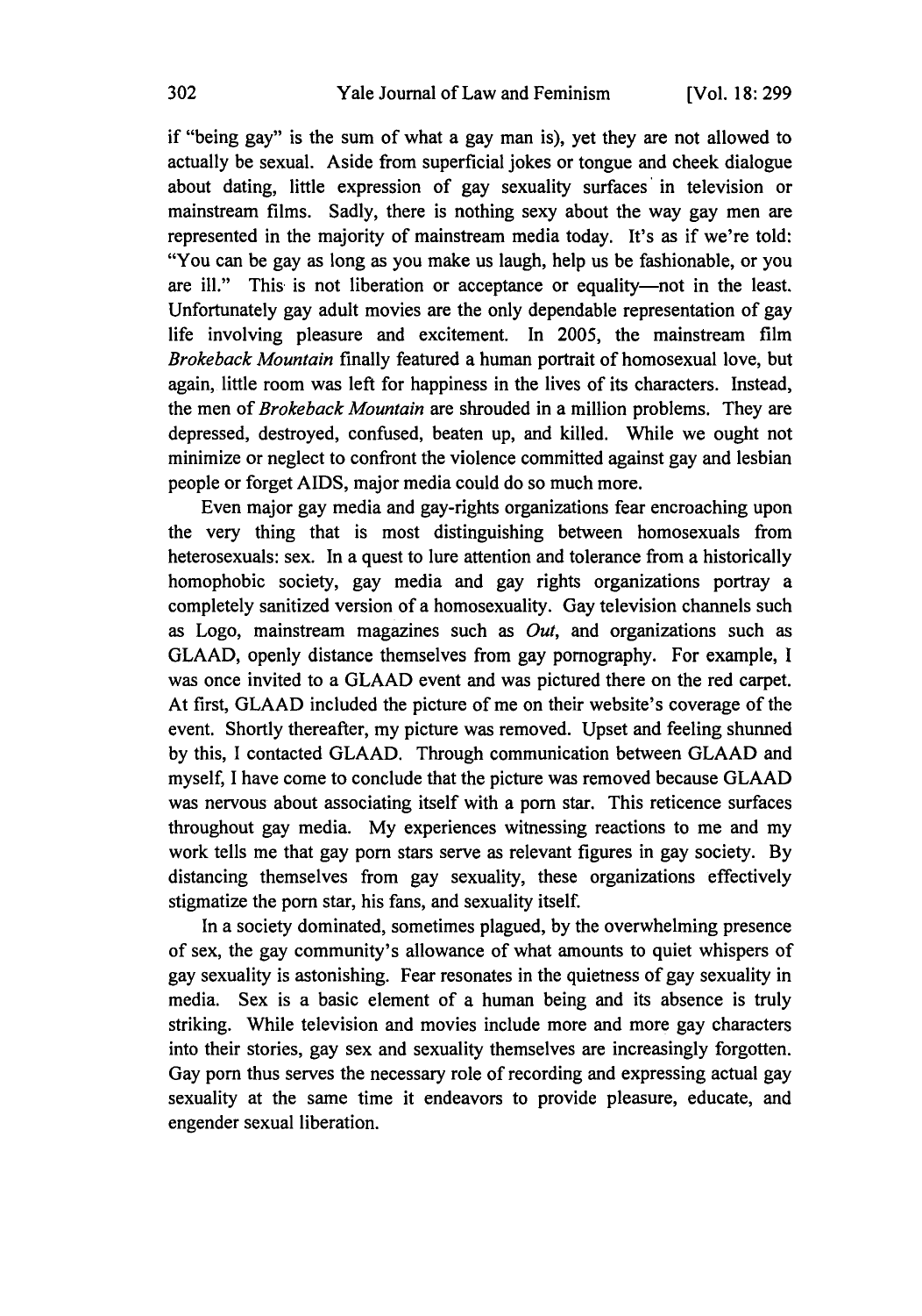if "being gay" is the sum of what a gay man is), yet they are not allowed to actually be sexual. Aside from superficial jokes or tongue and cheek dialogue about dating, little expression of gay sexuality surfaces in television or mainstream films. Sadly, there is nothing sexy about the way gay men are represented in the majority of mainstream media today. It's as if we're told: "You can be gay as long as you make us laugh, help us be fashionable, or you are ill." This is not liberation or acceptance or equality—not in the least. Unfortunately gay adult movies are the only dependable representation of gay life involving pleasure and excitement. In 2005, the mainstream film *Brokeback Mountain* finally featured a human portrait of homosexual love, but again, little room was left for happiness in the lives of its characters. Instead, the men of *Brokeback Mountain* are shrouded in a million problems. They are depressed, destroyed, confused, beaten up, and killed. While we ought not minimize or neglect to confront the violence committed against gay and lesbian people or forget AIDS, major media could do so much more.

Even major gay media and gay-rights organizations fear encroaching upon the very thing that is most distinguishing between homosexuals from heterosexuals: sex. In a quest to lure attention and tolerance from a historically homophobic society, gay media and gay rights organizations portray a completely sanitized version of a homosexuality. Gay television channels such as Logo, mainstream magazines such as *Out*, and organizations such as GLAAD, openly distance themselves from gay pornography. For example, I was once invited to a GLAAD event and was pictured there on the red carpet. At first, GLAAD included the picture of me on their website's coverage of the event. Shortly thereafter, my picture was removed. Upset and feeling shunned by this, I contacted GLAAD. Through communication between GLAAD and myself, I have come to conclude that the picture was removed because GLAAD was nervous about associating itself with a porn star. This reticence surfaces throughout gay media. My experiences witnessing reactions to me and my work tells me that gay porn stars serve as relevant figures in gay society. By distancing themselves from gay sexuality, these organizations effectively stigmatize the porn star, his fans, and sexuality itself.

In a society dominated, sometimes plagued, by the overwhelming presence of sex, the gay community's allowance of what amounts to quiet whispers of gay sexuality is astonishing. Fear resonates in the quietness of gay sexuality in media. Sex is a basic element of a human being and its absence is truly striking. While television and movies include more and more gay characters into their stories, gay sex and sexuality themselves are increasingly forgotten. Gay porn thus serves the necessary role of recording and expressing actual gay sexuality at the same time it endeavors to provide pleasure, educate, and engender sexual liberation.